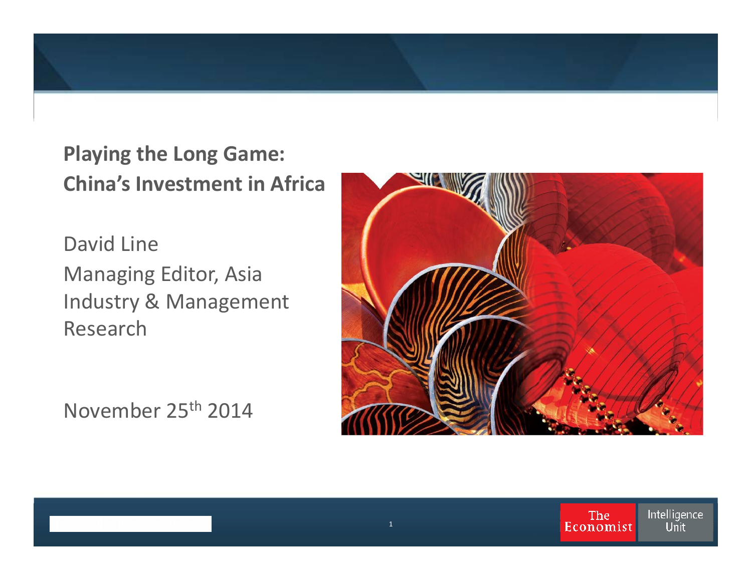# Playing the Long Game: China's Investment in Africa

David Line
Managing Editor, Asia
Industry & Management Research

November 25th 2014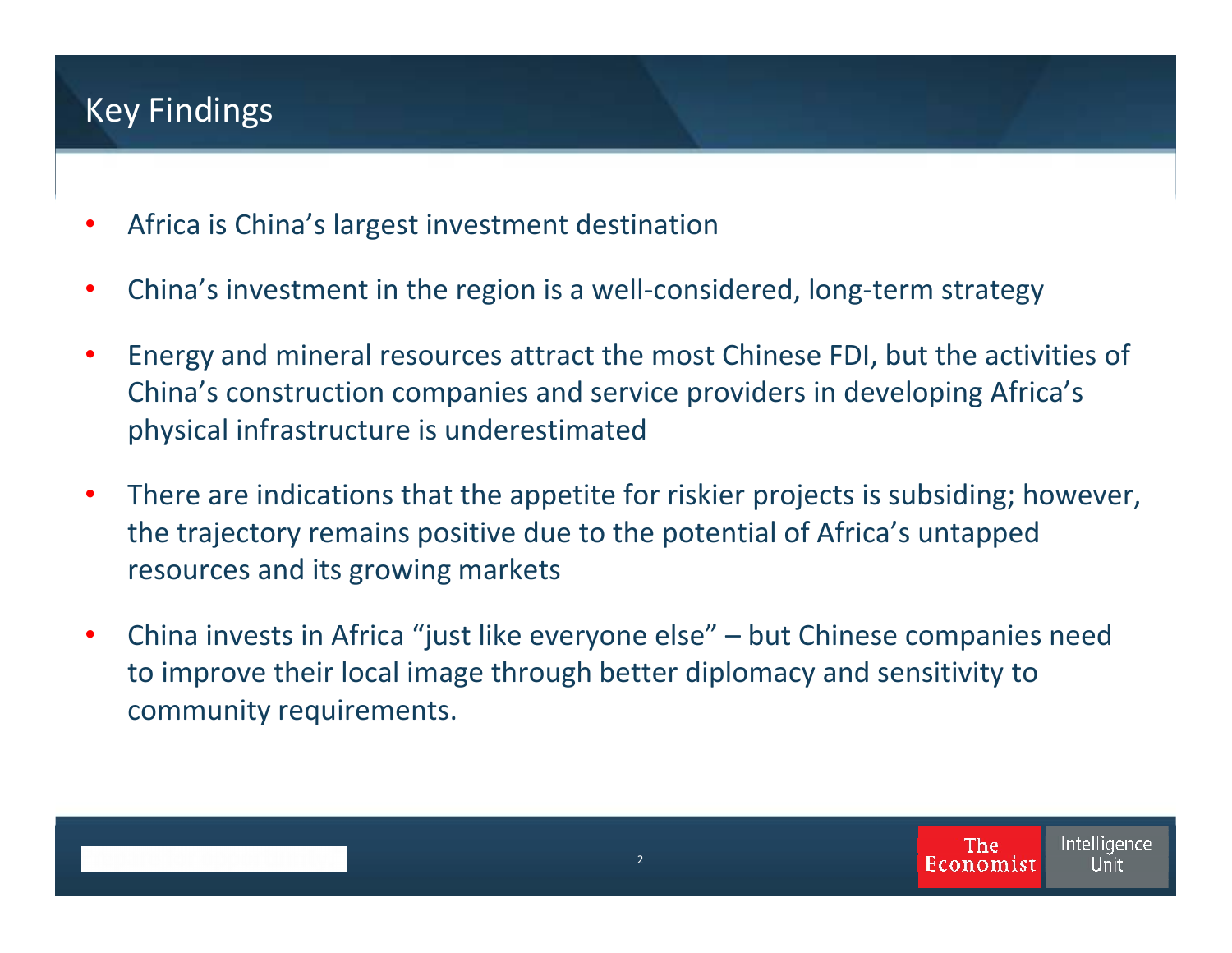# Key Findings

- Africa is China's largest investment destination
- China's investment in the region is a well-considered, long-term strategy
- Energy and mineral resources attract the most Chinese FDI, but the activities of China's construction companies and service providers in developing Africa's physical infrastructure is underestimated
- There are indications that the appetite for riskier projects is subsiding; however, the trajectory remains positive due to the potential of Africa's untapped resources and its growing markets
- China invests in Africa "just like everyone else" – but Chinese companies need to improve their local image through better diplomacy and sensitivity to community requirements.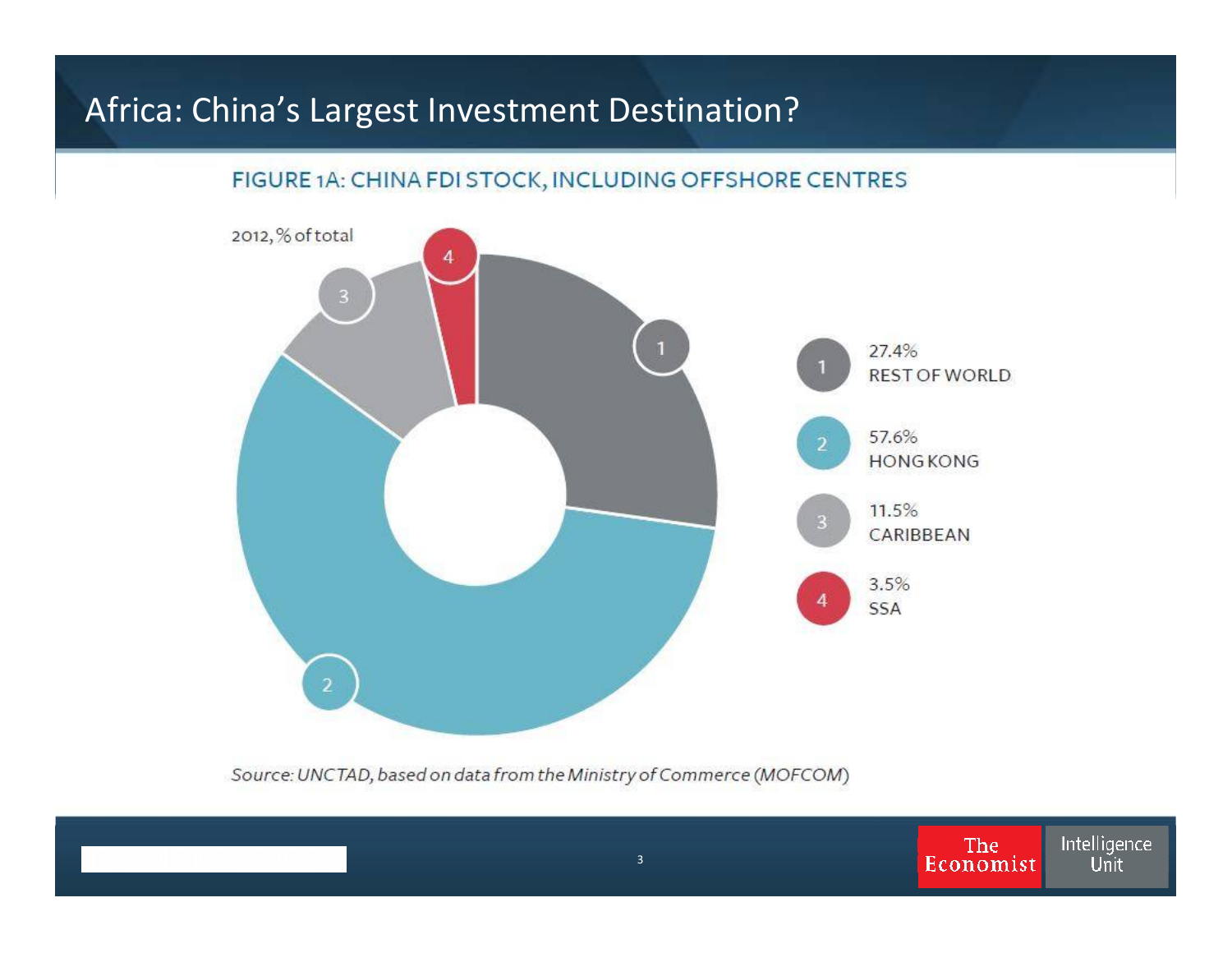# Africa: China's Largest Investment Destination?

## FIGURE 1A: CHINA FDI STOCK, INCLUDING OFFSHORE CENTRES

2012, % of total

| # | Share | Region |
|---|---|---|
| 1 | 27.4% | REST OF WORLD |
| 2 | 57.6% | HONG KONG |
| 3 | 11.5% | CARIBBEAN |
| 4 | 3.5% | SSA |

*Source: UNCTAD, based on data from the Ministry of Commerce (MOFCOM)*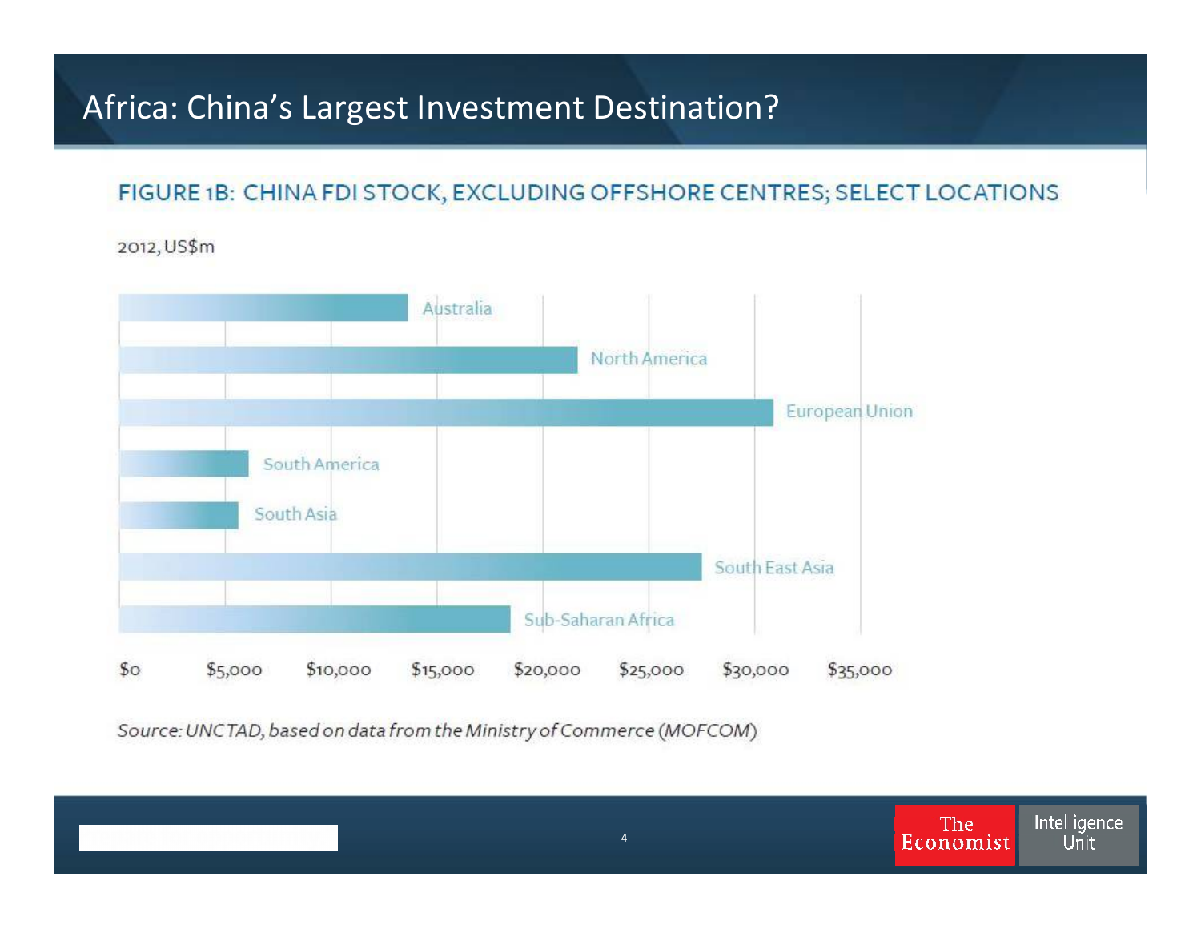# Africa: China's Largest Investment Destination?

## FIGURE 1B: CHINA FDI STOCK, EXCLUDING OFFSHORE CENTRES; SELECT LOCATIONS

2012, US$m

Australia

North America

European Union

South America

South Asia

South East Asia

Sub-Saharan Africa

$0 $5,000 $10,000 $15,000 $20,000 $25,000 $30,000 $35,000

*Source: UNCTAD, based on data from the Ministry of Commerce (MOFCOM)*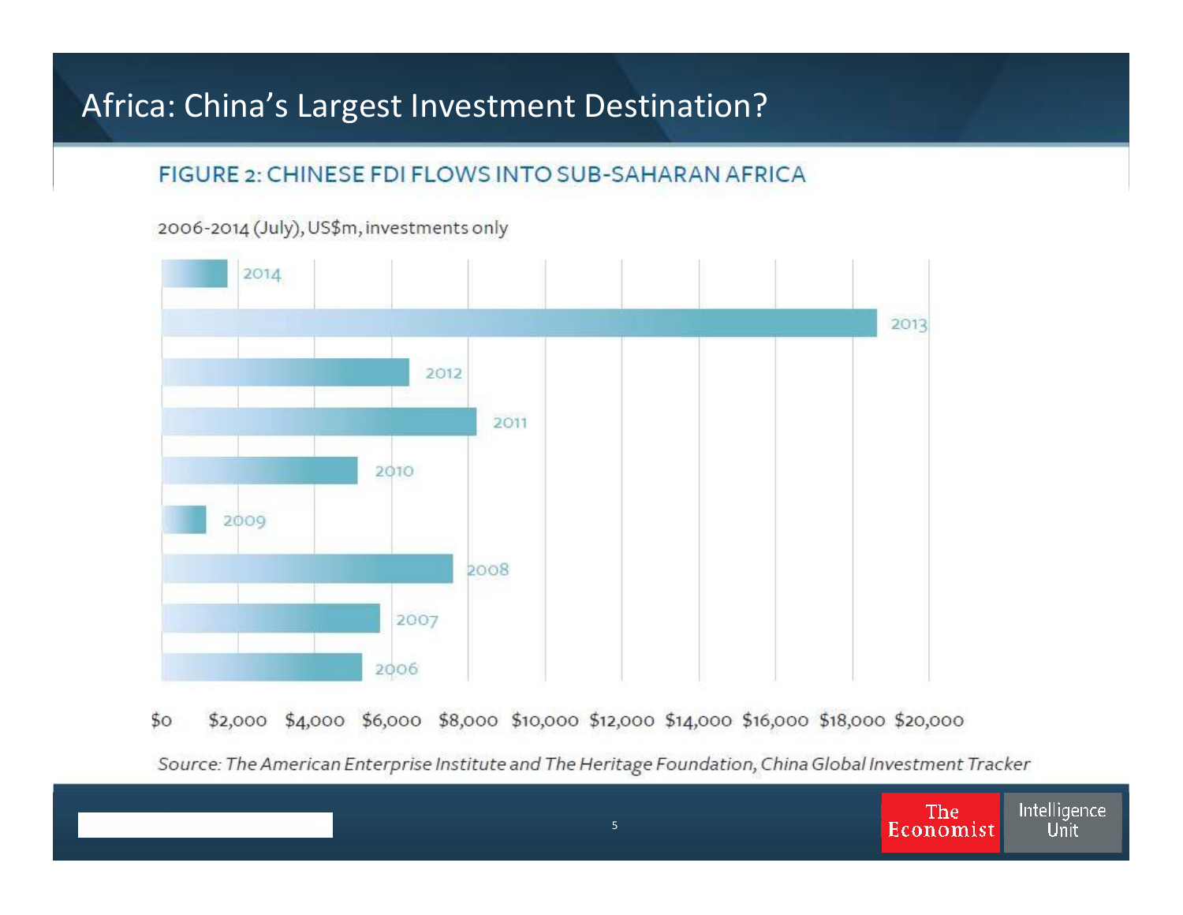# Africa: China's Largest Investment Destination?

## FIGURE 2: CHINESE FDI FLOWS INTO SUB-SAHARAN AFRICA

2006-2014 (July), US$m, investments only

2014

2013

2012

2011

2010

2009

2008

2007

2006

$0 $2,000 $4,000 $6,000 $8,000 $10,000 $12,000 $14,000 $16,000 $18,000 $20,000

*Source: The American Enterprise Institute and The Heritage Foundation, China Global Investment Tracker*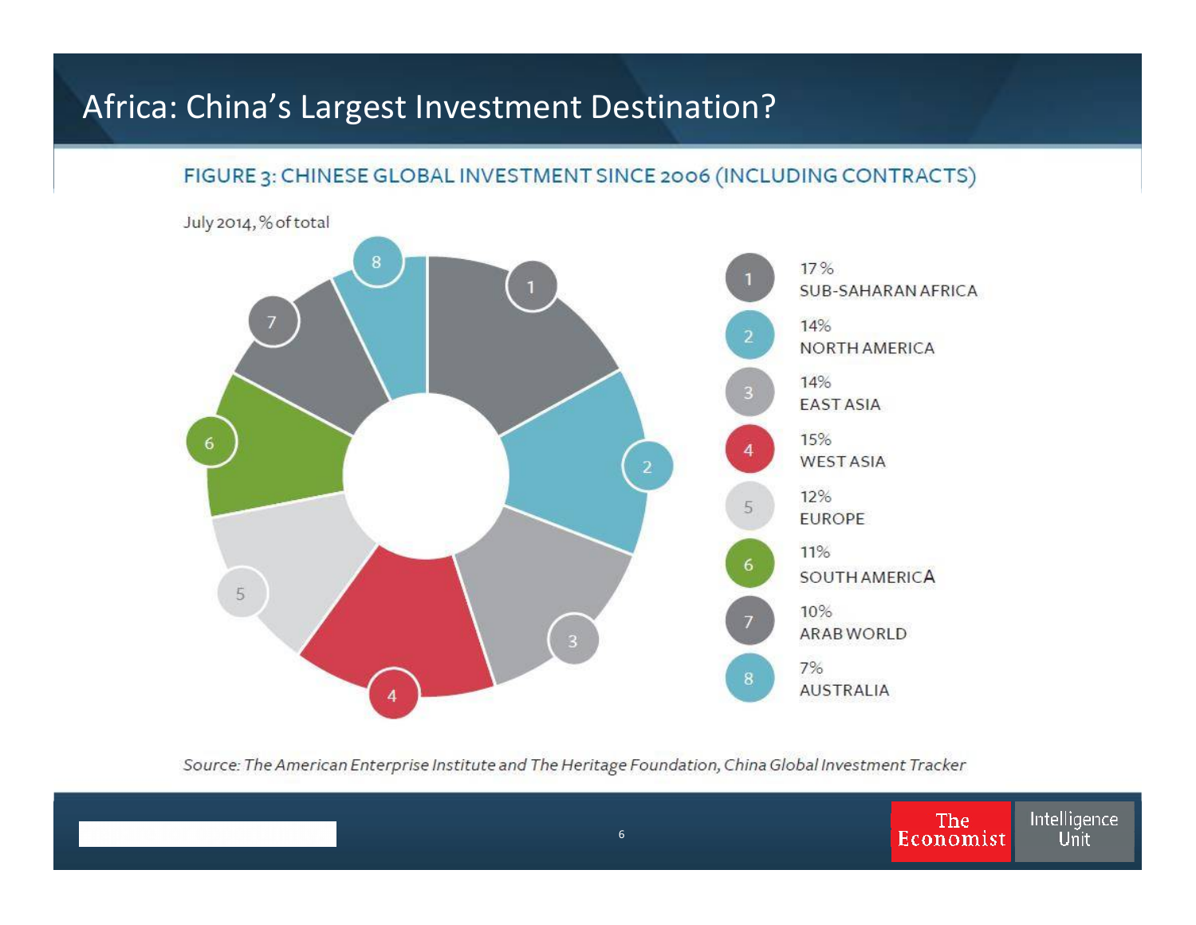# Africa: China's Largest Investment Destination?

## FIGURE 3: CHINESE GLOBAL INVESTMENT SINCE 2006 (INCLUDING CONTRACTS)

July 2014, % of total

| # | % | Region |
|---|---|---|
| 1 | 17 % | SUB-SAHARAN AFRICA |
| 2 | 14% | NORTH AMERICA |
| 3 | 14% | EAST ASIA |
| 4 | 15% | WEST ASIA |
| 5 | 12% | EUROPE |
| 6 | 11% | SOUTH AMERICA |
| 7 | 10% | ARAB WORLD |
| 8 | 7% | AUSTRALIA |

*Source: The American Enterprise Institute and The Heritage Foundation, China Global Investment Tracker*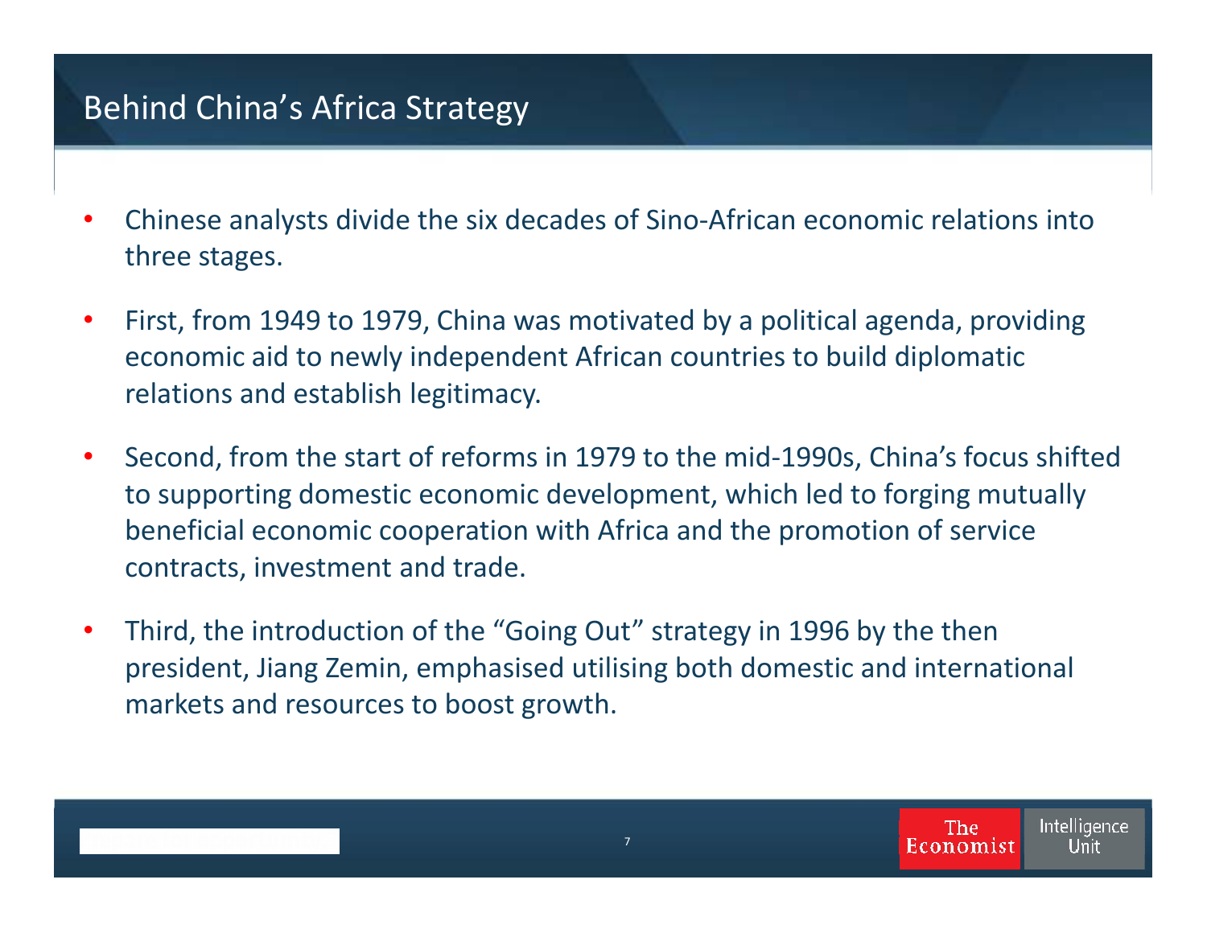# Behind China's Africa Strategy

- Chinese analysts divide the six decades of Sino-African economic relations into three stages.
- First, from 1949 to 1979, China was motivated by a political agenda, providing economic aid to newly independent African countries to build diplomatic relations and establish legitimacy.
- Second, from the start of reforms in 1979 to the mid-1990s, China's focus shifted to supporting domestic economic development, which led to forging mutually beneficial economic cooperation with Africa and the promotion of service contracts, investment and trade.
- Third, the introduction of the "Going Out" strategy in 1996 by the then president, Jiang Zemin, emphasised utilising both domestic and international markets and resources to boost growth.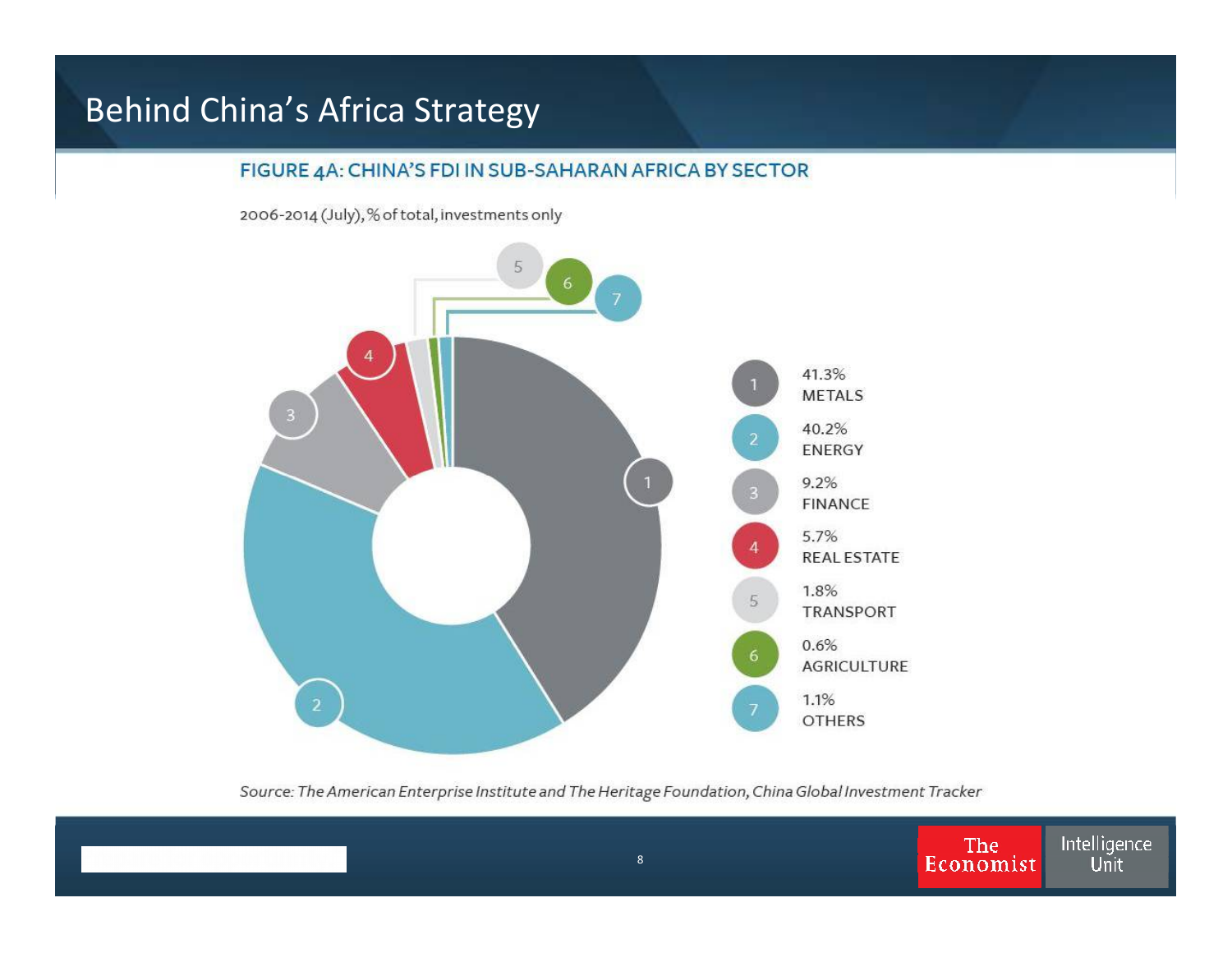# Behind China's Africa Strategy

## FIGURE 4A: CHINA'S FDI IN SUB-SAHARAN AFRICA BY SECTOR

2006-2014 (July), % of total, investments only

| # | Share | Sector |
|---|---|---|
| 1 | 41.3% | METALS |
| 2 | 40.2% | ENERGY |
| 3 | 9.2% | FINANCE |
| 4 | 5.7% | REAL ESTATE |
| 5 | 1.8% | TRANSPORT |
| 6 | 0.6% | AGRICULTURE |
| 7 | 1.1% | OTHERS |

*Source: The American Enterprise Institute and The Heritage Foundation, China Global Investment Tracker*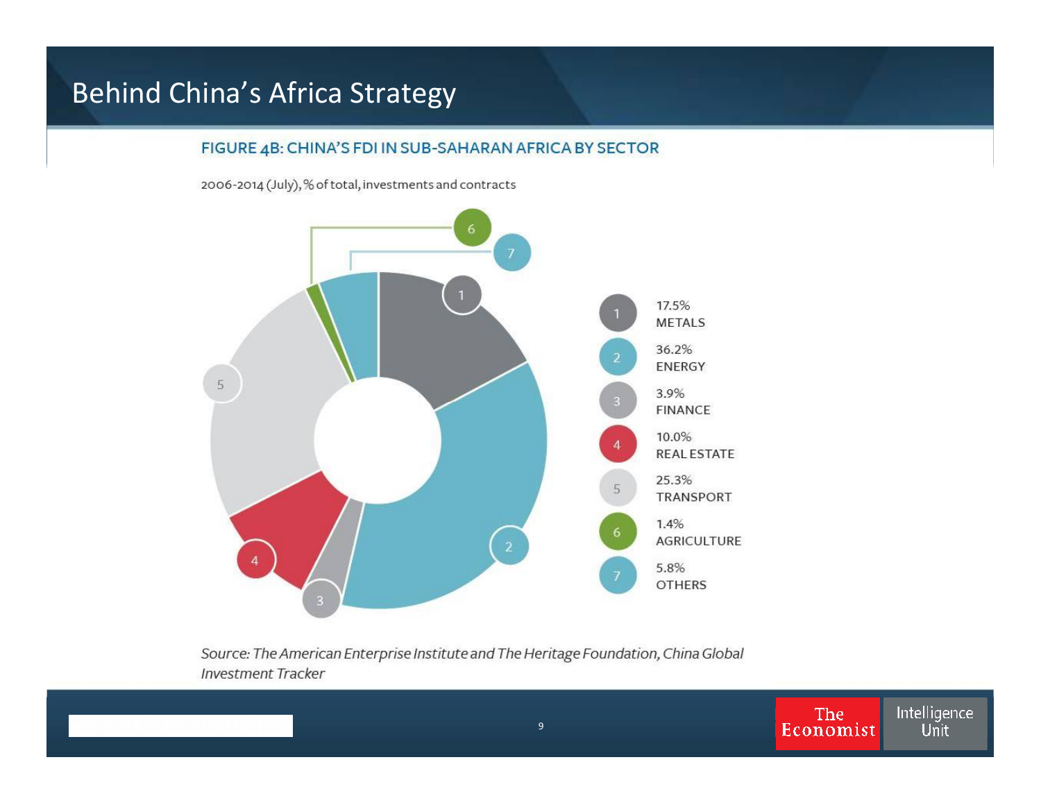# Behind China's Africa Strategy

## FIGURE 4B: CHINA'S FDI IN SUB-SAHARAN AFRICA BY SECTOR

2006-2014 (July), % of total, investments and contracts

| # | Share | Sector |
|---|---|---|
| 1 | 17.5% | METALS |
| 2 | 36.2% | ENERGY |
| 3 | 3.9% | FINANCE |
| 4 | 10.0% | REAL ESTATE |
| 5 | 25.3% | TRANSPORT |
| 6 | 1.4% | AGRICULTURE |
| 7 | 5.8% | OTHERS |

*Source: The American Enterprise Institute and The Heritage Foundation, China Global Investment Tracker*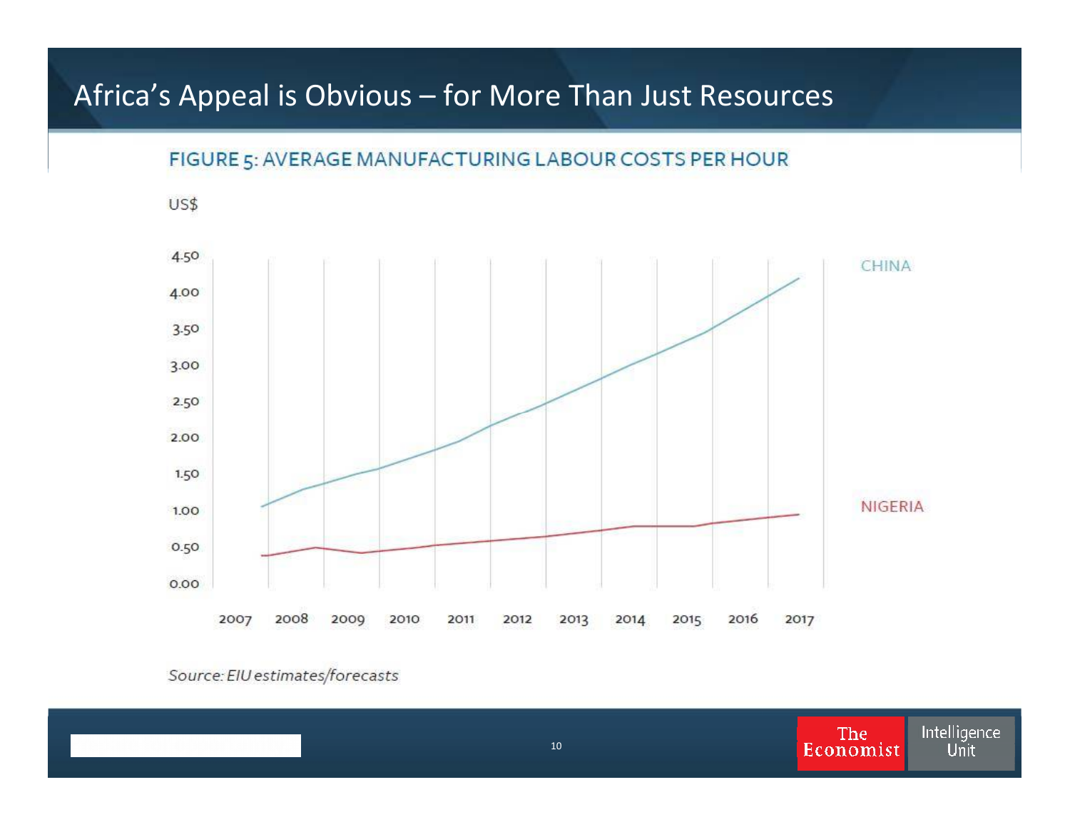# Africa's Appeal is Obvious – for More Than Just Resources

## FIGURE 5: AVERAGE MANUFACTURING LABOUR COSTS PER HOUR

US$

Source: EIU estimates/forecasts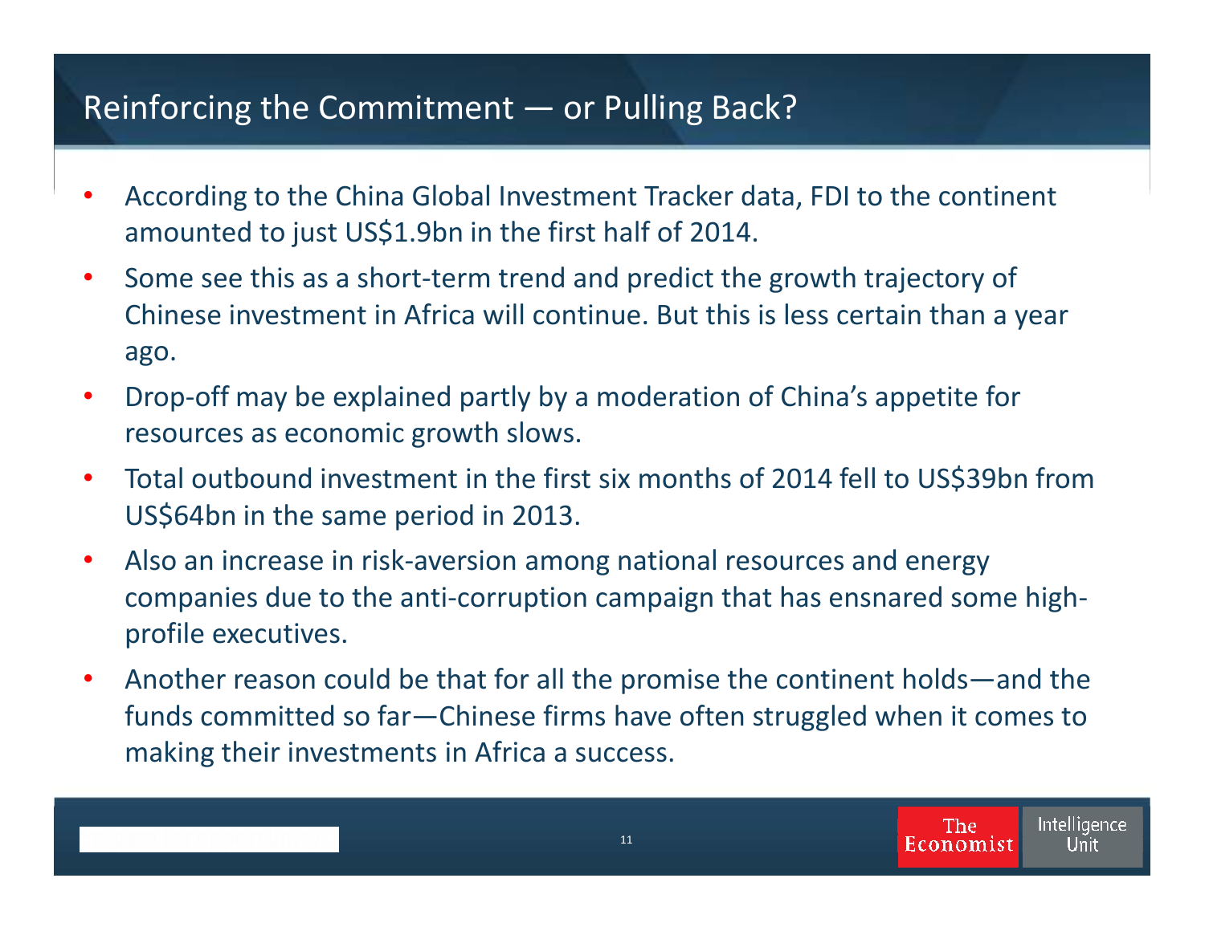# Reinforcing the Commitment — or Pulling Back?

- According to the China Global Investment Tracker data, FDI to the continent amounted to just US$1.9bn in the first half of 2014.
- Some see this as a short-term trend and predict the growth trajectory of Chinese investment in Africa will continue. But this is less certain than a year ago.
- Drop-off may be explained partly by a moderation of China's appetite for resources as economic growth slows.
- Total outbound investment in the first six months of 2014 fell to US$39bn from US$64bn in the same period in 2013.
- Also an increase in risk-aversion among national resources and energy companies due to the anti-corruption campaign that has ensnared some high-profile executives.
- Another reason could be that for all the promise the continent holds—and the funds committed so far—Chinese firms have often struggled when it comes to making their investments in Africa a success.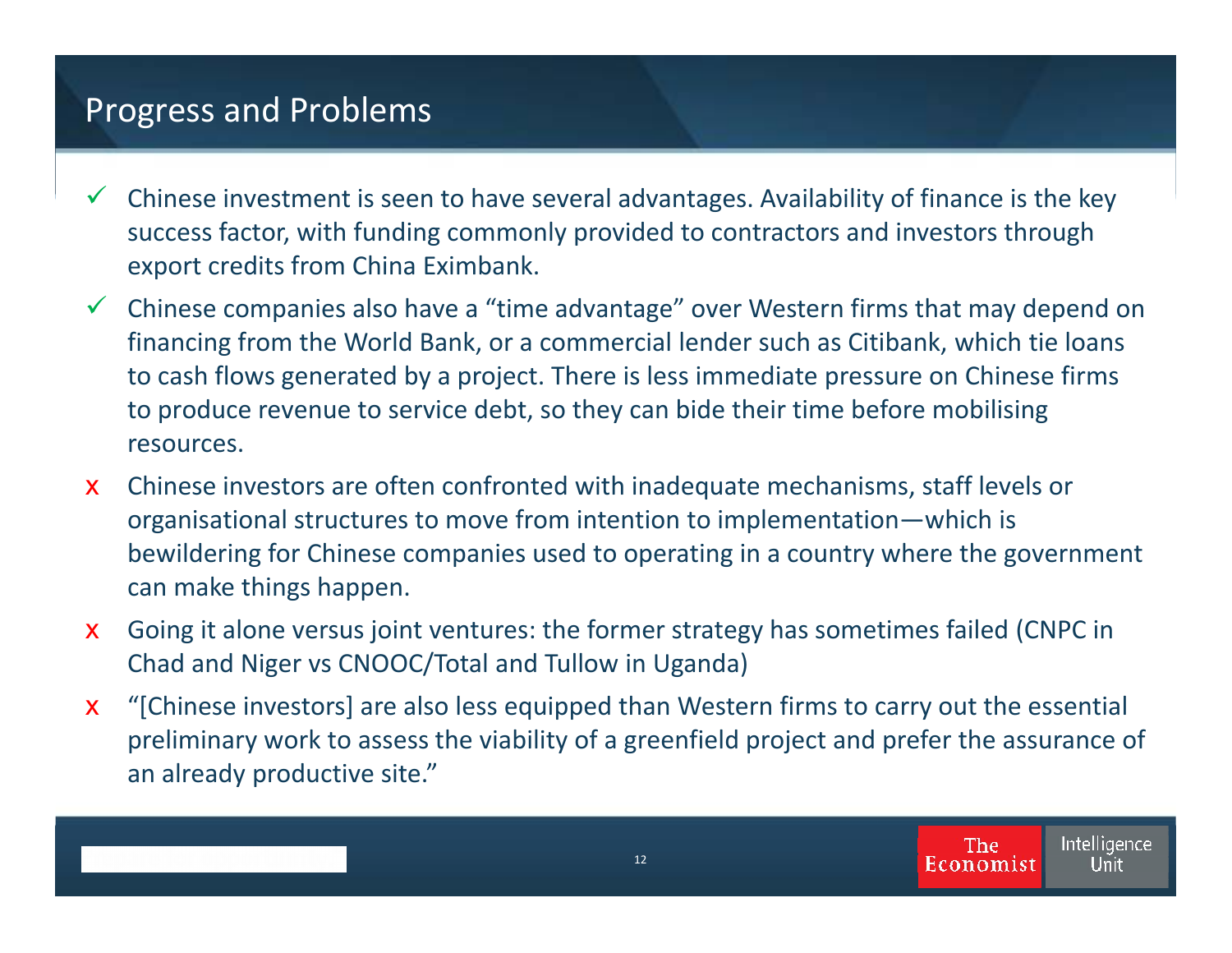# Progress and Problems

- ✓ Chinese investment is seen to have several advantages. Availability of finance is the key success factor, with funding commonly provided to contractors and investors through export credits from China Eximbank.
- ✓ Chinese companies also have a "time advantage" over Western firms that may depend on financing from the World Bank, or a commercial lender such as Citibank, which tie loans to cash flows generated by a project. There is less immediate pressure on Chinese firms to produce revenue to service debt, so they can bide their time before mobilising resources.
- x Chinese investors are often confronted with inadequate mechanisms, staff levels or organisational structures to move from intention to implementation—which is bewildering for Chinese companies used to operating in a country where the government can make things happen.
- x Going it alone versus joint ventures: the former strategy has sometimes failed (CNPC in Chad and Niger vs CNOOC/Total and Tullow in Uganda)
- x "[Chinese investors] are also less equipped than Western firms to carry out the essential preliminary work to assess the viability of a greenfield project and prefer the assurance of an already productive site."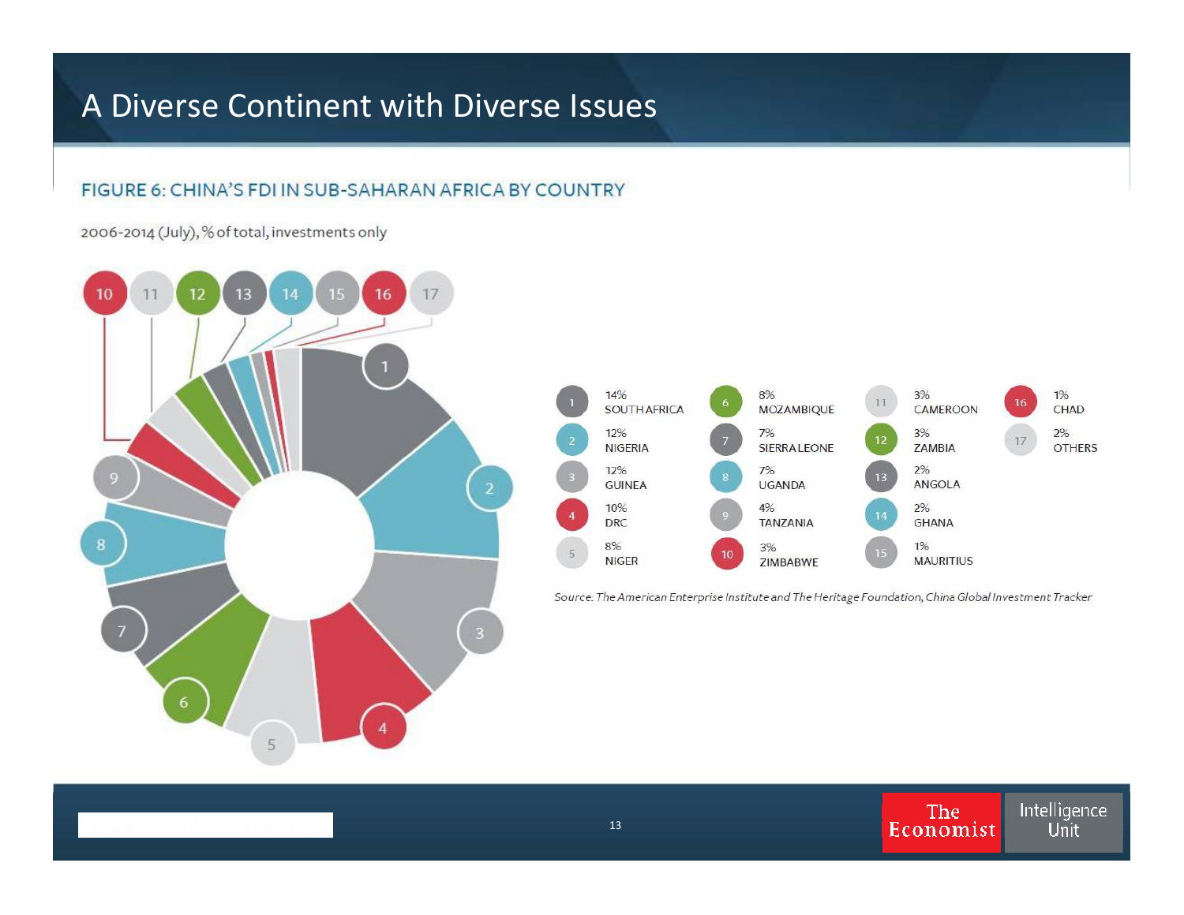# A Diverse Continent with Diverse Issues

## FIGURE 6: CHINA'S FDI IN SUB-SAHARAN AFRICA BY COUNTRY

2006-2014 (July), % of total, investments only

| # | Country | % |
|---|---|---|
| 1 | SOUTH AFRICA | 14% |
| 2 | NIGERIA | 12% |
| 3 | GUINEA | 12% |
| 4 | DRC | 10% |
| 5 | NIGER | 8% |
| 6 | MOZAMBIQUE | 8% |
| 7 | SIERRA LEONE | 7% |
| 8 | UGANDA | 7% |
| 9 | TANZANIA | 4% |
| 10 | ZIMBABWE | 3% |
| 11 | CAMEROON | 3% |
| 12 | ZAMBIA | 3% |
| 13 | ANGOLA | 2% |
| 14 | GHANA | 2% |
| 15 | MAURITIUS | 1% |
| 16 | CHAD | 1% |
| 17 | OTHERS | 2% |

*Source: The American Enterprise Institute and The Heritage Foundation, China Global Investment Tracker*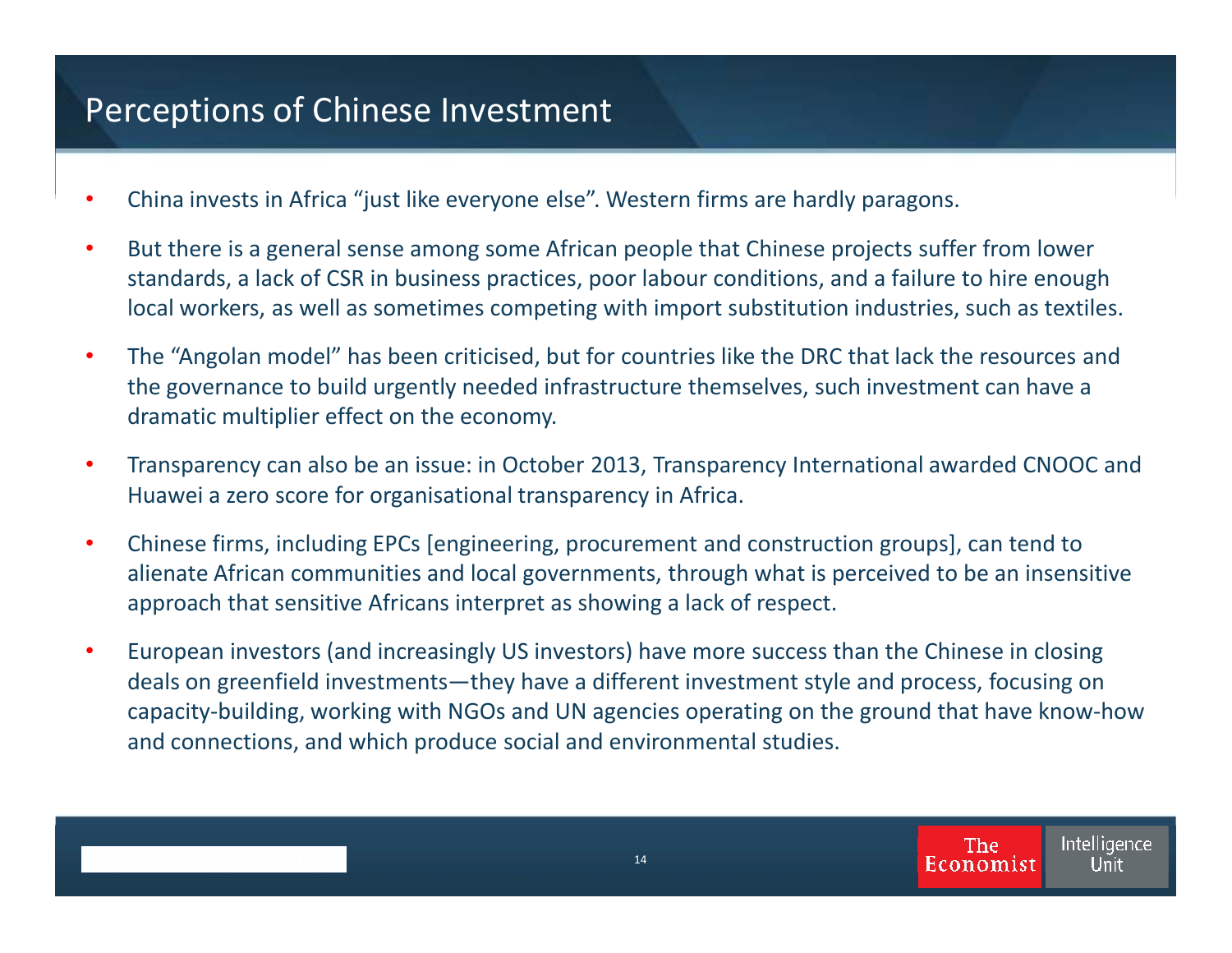# Perceptions of Chinese Investment

- China invests in Africa "just like everyone else". Western firms are hardly paragons.
- But there is a general sense among some African people that Chinese projects suffer from lower standards, a lack of CSR in business practices, poor labour conditions, and a failure to hire enough local workers, as well as sometimes competing with import substitution industries, such as textiles.
- The "Angolan model" has been criticised, but for countries like the DRC that lack the resources and the governance to build urgently needed infrastructure themselves, such investment can have a dramatic multiplier effect on the economy.
- Transparency can also be an issue: in October 2013, Transparency International awarded CNOOC and Huawei a zero score for organisational transparency in Africa.
- Chinese firms, including EPCs [engineering, procurement and construction groups], can tend to alienate African communities and local governments, through what is perceived to be an insensitive approach that sensitive Africans interpret as showing a lack of respect.
- European investors (and increasingly US investors) have more success than the Chinese in closing deals on greenfield investments—they have a different investment style and process, focusing on capacity-building, working with NGOs and UN agencies operating on the ground that have know-how and connections, and which produce social and environmental studies.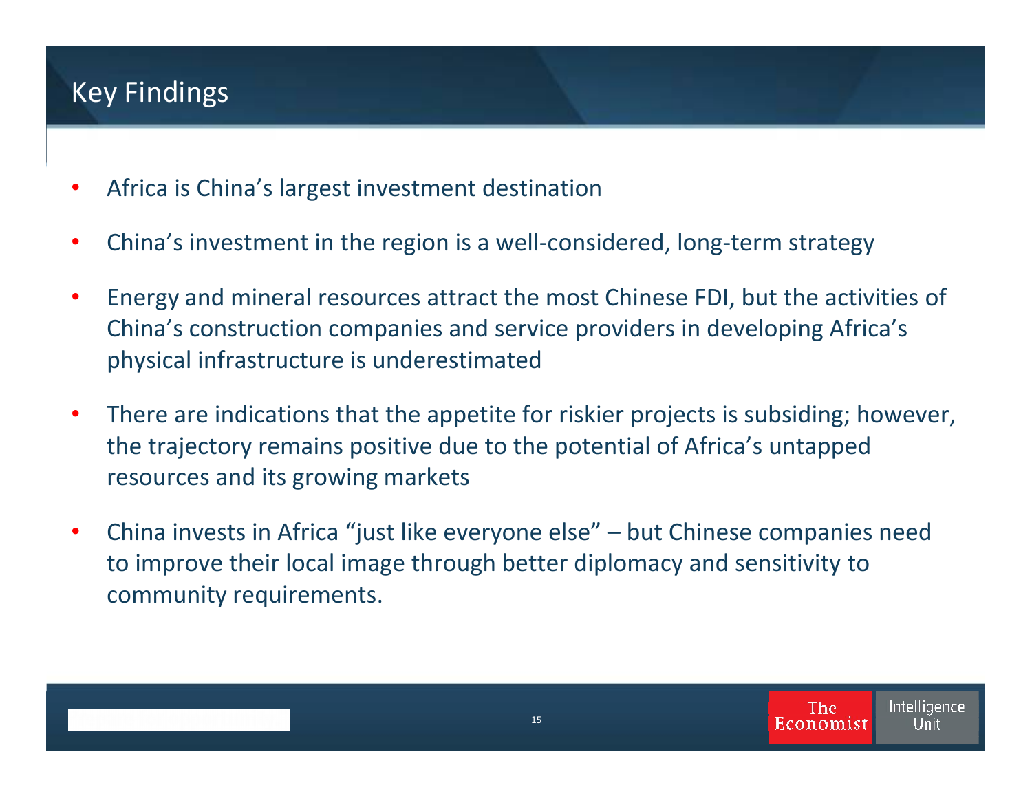# Key Findings

- Africa is China's largest investment destination
- China's investment in the region is a well-considered, long-term strategy
- Energy and mineral resources attract the most Chinese FDI, but the activities of China's construction companies and service providers in developing Africa's physical infrastructure is underestimated
- There are indications that the appetite for riskier projects is subsiding; however, the trajectory remains positive due to the potential of Africa's untapped resources and its growing markets
- China invests in Africa "just like everyone else" – but Chinese companies need to improve their local image through better diplomacy and sensitivity to community requirements.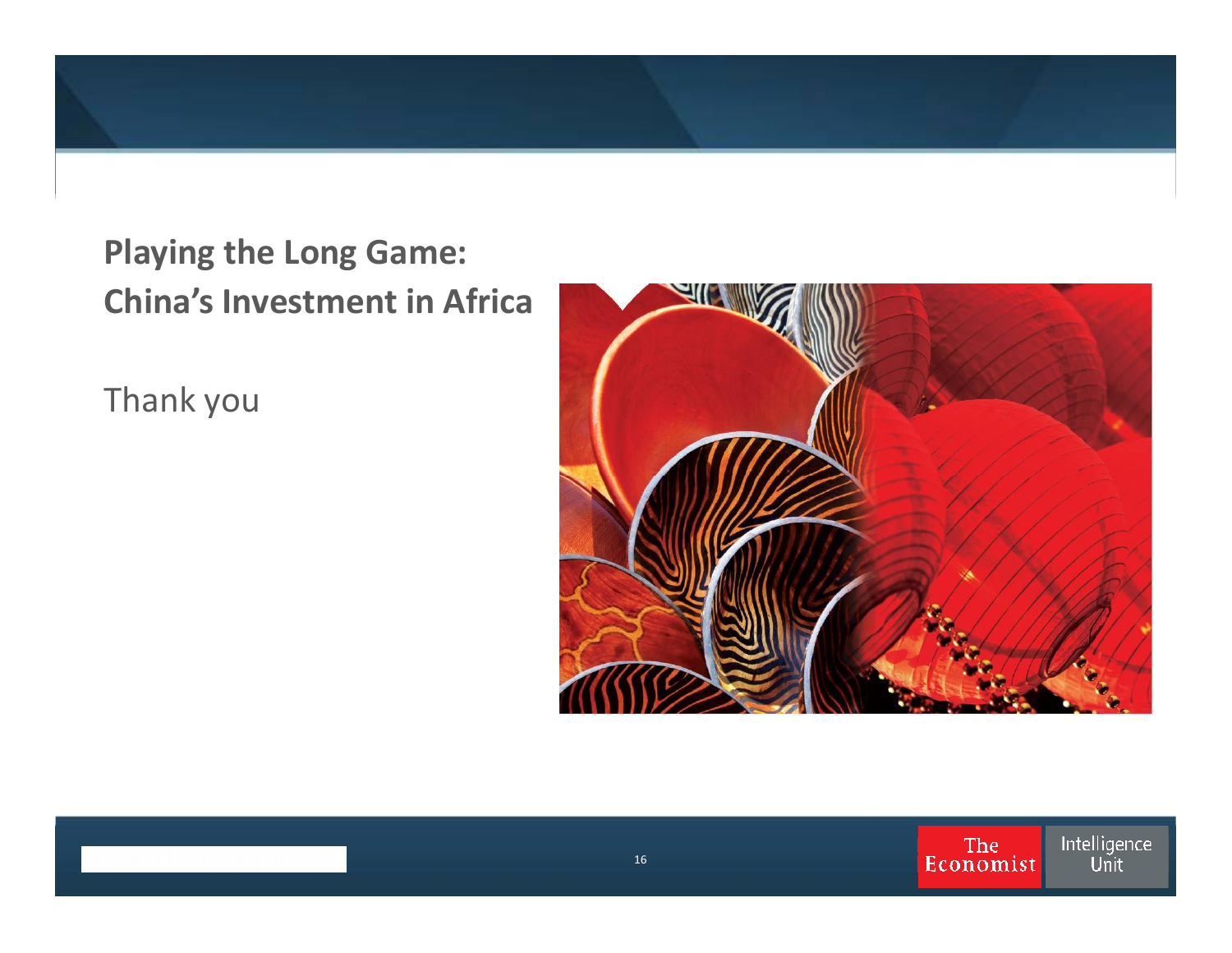# Playing the Long Game: China's Investment in Africa

Thank you